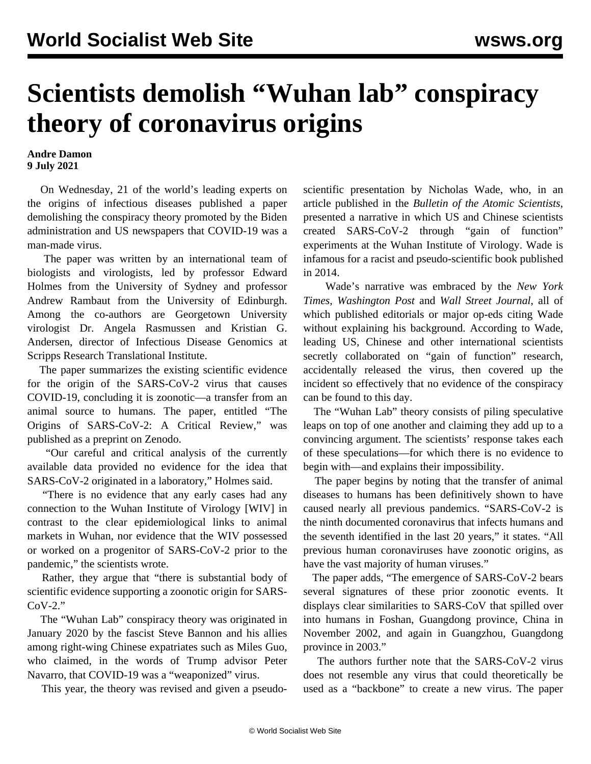# Scientists demolish "Wuhan lab" conspiracy theory of coronavirus origins

**Andre Damon**
**9 July 2021**

On Wednesday, 21 of the world's leading experts on the origins of infectious diseases published a paper demolishing the conspiracy theory promoted by the Biden administration and US newspapers that COVID-19 was a man-made virus.

The paper was written by an international team of biologists and virologists, led by professor Edward Holmes from the University of Sydney and professor Andrew Rambaut from the University of Edinburgh. Among the co-authors are Georgetown University virologist Dr. Angela Rasmussen and Kristian G. Andersen, director of Infectious Disease Genomics at Scripps Research Translational Institute.

The paper summarizes the existing scientific evidence for the origin of the SARS-CoV-2 virus that causes COVID-19, concluding it is zoonotic—a transfer from an animal source to humans. The paper, entitled "The Origins of SARS-CoV-2: A Critical Review," was published as a preprint on Zenodo.

"Our careful and critical analysis of the currently available data provided no evidence for the idea that SARS-CoV-2 originated in a laboratory," Holmes said.

"There is no evidence that any early cases had any connection to the Wuhan Institute of Virology [WIV] in contrast to the clear epidemiological links to animal markets in Wuhan, nor evidence that the WIV possessed or worked on a progenitor of SARS-CoV-2 prior to the pandemic," the scientists wrote.

Rather, they argue that "there is substantial body of scientific evidence supporting a zoonotic origin for SARS-CoV-2."

The "Wuhan Lab" conspiracy theory was originated in January 2020 by the fascist Steve Bannon and his allies among right-wing Chinese expatriates such as Miles Guo, who claimed, in the words of Trump advisor Peter Navarro, that COVID-19 was a "weaponized" virus.

This year, the theory was revised and given a pseudo-scientific presentation by Nicholas Wade, who, in an article published in the *Bulletin of the Atomic Scientists*, presented a narrative in which US and Chinese scientists created SARS-CoV-2 through "gain of function" experiments at the Wuhan Institute of Virology. Wade is infamous for a racist and pseudo-scientific book published in 2014.

Wade's narrative was embraced by the *New York Times*, *Washington Post* and *Wall Street Journal*, all of which published editorials or major op-eds citing Wade without explaining his background. According to Wade, leading US, Chinese and other international scientists secretly collaborated on "gain of function" research, accidentally released the virus, then covered up the incident so effectively that no evidence of the conspiracy can be found to this day.

The "Wuhan Lab" theory consists of piling speculative leaps on top of one another and claiming they add up to a convincing argument. The scientists' response takes each of these speculations—for which there is no evidence to begin with—and explains their impossibility.

The paper begins by noting that the transfer of animal diseases to humans has been definitively shown to have caused nearly all previous pandemics. "SARS-CoV-2 is the ninth documented coronavirus that infects humans and the seventh identified in the last 20 years," it states. "All previous human coronaviruses have zoonotic origins, as have the vast majority of human viruses."

The paper adds, "The emergence of SARS-CoV-2 bears several signatures of these prior zoonotic events. It displays clear similarities to SARS-CoV that spilled over into humans in Foshan, Guangdong province, China in November 2002, and again in Guangzhou, Guangdong province in 2003."

The authors further note that the SARS-CoV-2 virus does not resemble any virus that could theoretically be used as a "backbone" to create a new virus. The paper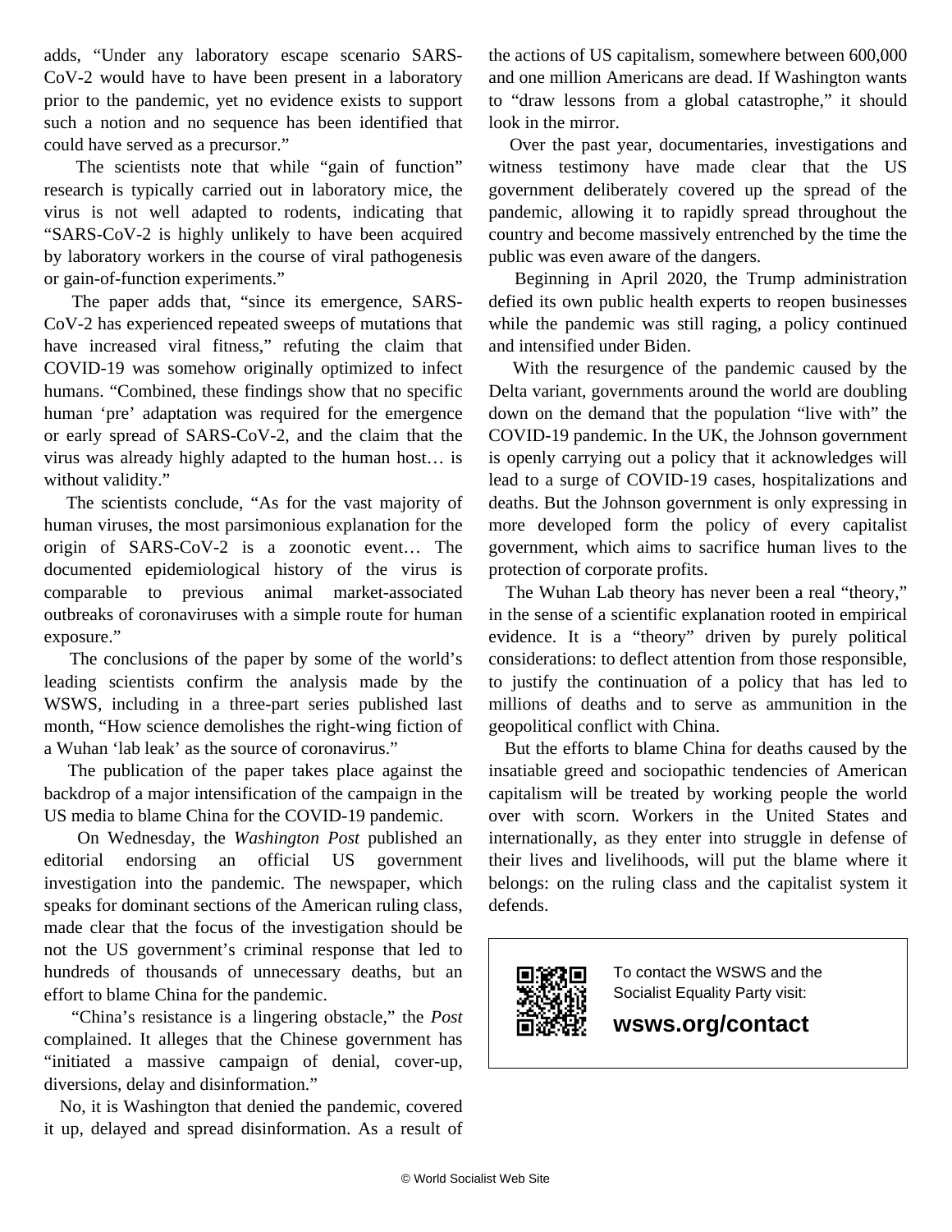adds, "Under any laboratory escape scenario SARS-CoV-2 would have to have been present in a laboratory prior to the pandemic, yet no evidence exists to support such a notion and no sequence has been identified that could have served as a precursor."

The scientists note that while "gain of function" research is typically carried out in laboratory mice, the virus is not well adapted to rodents, indicating that "SARS-CoV-2 is highly unlikely to have been acquired by laboratory workers in the course of viral pathogenesis or gain-of-function experiments."

The paper adds that, "since its emergence, SARS-CoV-2 has experienced repeated sweeps of mutations that have increased viral fitness," refuting the claim that COVID-19 was somehow originally optimized to infect humans. "Combined, these findings show that no specific human 'pre' adaptation was required for the emergence or early spread of SARS-CoV-2, and the claim that the virus was already highly adapted to the human host… is without validity."

The scientists conclude, "As for the vast majority of human viruses, the most parsimonious explanation for the origin of SARS-CoV-2 is a zoonotic event… The documented epidemiological history of the virus is comparable to previous animal market-associated outbreaks of coronaviruses with a simple route for human exposure."

The conclusions of the paper by some of the world's leading scientists confirm the analysis made by the WSWS, including in a three-part series published last month, "How science demolishes the right-wing fiction of a Wuhan 'lab leak' as the source of coronavirus."

The publication of the paper takes place against the backdrop of a major intensification of the campaign in the US media to blame China for the COVID-19 pandemic.

On Wednesday, the *Washington Post* published an editorial endorsing an official US government investigation into the pandemic. The newspaper, which speaks for dominant sections of the American ruling class, made clear that the focus of the investigation should be not the US government's criminal response that led to hundreds of thousands of unnecessary deaths, but an effort to blame China for the pandemic.

"China's resistance is a lingering obstacle," the *Post* complained. It alleges that the Chinese government has "initiated a massive campaign of denial, cover-up, diversions, delay and disinformation."

No, it is Washington that denied the pandemic, covered it up, delayed and spread disinformation. As a result of the actions of US capitalism, somewhere between 600,000 and one million Americans are dead. If Washington wants to "draw lessons from a global catastrophe," it should look in the mirror.

Over the past year, documentaries, investigations and witness testimony have made clear that the US government deliberately covered up the spread of the pandemic, allowing it to rapidly spread throughout the country and become massively entrenched by the time the public was even aware of the dangers.

Beginning in April 2020, the Trump administration defied its own public health experts to reopen businesses while the pandemic was still raging, a policy continued and intensified under Biden.

With the resurgence of the pandemic caused by the Delta variant, governments around the world are doubling down on the demand that the population "live with" the COVID-19 pandemic. In the UK, the Johnson government is openly carrying out a policy that it acknowledges will lead to a surge of COVID-19 cases, hospitalizations and deaths. But the Johnson government is only expressing in more developed form the policy of every capitalist government, which aims to sacrifice human lives to the protection of corporate profits.

The Wuhan Lab theory has never been a real "theory," in the sense of a scientific explanation rooted in empirical evidence. It is a "theory" driven by purely political considerations: to deflect attention from those responsible, to justify the continuation of a policy that has led to millions of deaths and to serve as ammunition in the geopolitical conflict with China.

But the efforts to blame China for deaths caused by the insatiable greed and sociopathic tendencies of American capitalism will be treated by working people the world over with scorn. Workers in the United States and internationally, as they enter into struggle in defense of their lives and livelihoods, will put the blame where it belongs: on the ruling class and the capitalist system it defends.

To contact the WSWS and the Socialist Equality Party visit:

**wsws.org/contact**